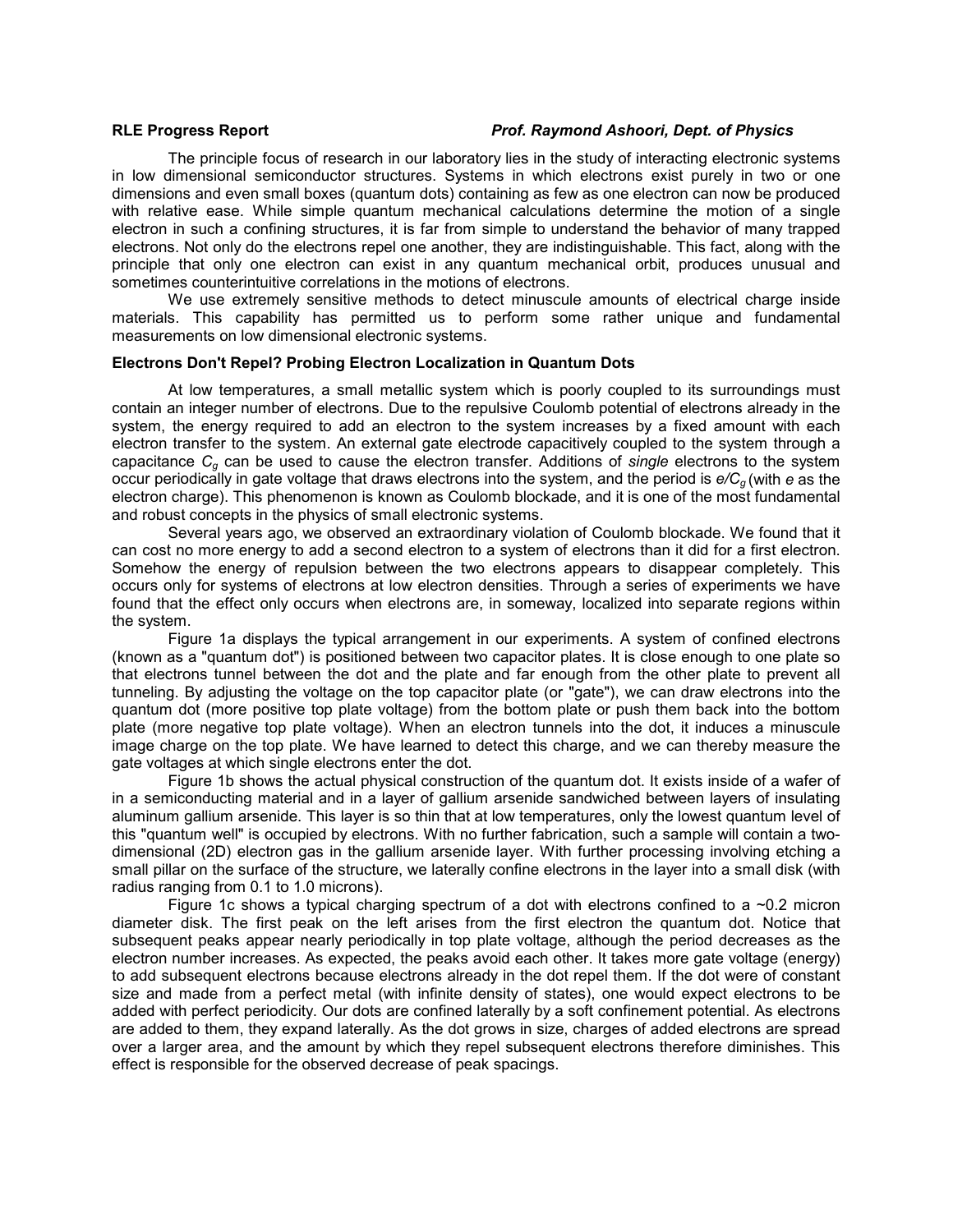**RLE Progress Report** ***Prof. Raymond Ashoori, Dept. of Physics***

The principle focus of research in our laboratory lies in the study of interacting electronic systems in low dimensional semiconductor structures. Systems in which electrons exist purely in two or one dimensions and even small boxes (quantum dots) containing as few as one electron can now be produced with relative ease. While simple quantum mechanical calculations determine the motion of a single electron in such a confining structures, it is far from simple to understand the behavior of many trapped electrons. Not only do the electrons repel one another, they are indistinguishable. This fact, along with the principle that only one electron can exist in any quantum mechanical orbit, produces unusual and sometimes counterintuitive correlations in the motions of electrons.

We use extremely sensitive methods to detect minuscule amounts of electrical charge inside materials. This capability has permitted us to perform some rather unique and fundamental measurements on low dimensional electronic systems.

### Electrons Don't Repel? Probing Electron Localization in Quantum Dots

At low temperatures, a small metallic system which is poorly coupled to its surroundings must contain an integer number of electrons. Due to the repulsive Coulomb potential of electrons already in the system, the energy required to add an electron to the system increases by a fixed amount with each electron transfer to the system. An external gate electrode capacitively coupled to the system through a capacitance $C_g$ can be used to cause the electron transfer. Additions of *single* electrons to the system occur periodically in gate voltage that draws electrons into the system, and the period is $e/C_g$ (with $e$ as the electron charge). This phenomenon is known as Coulomb blockade, and it is one of the most fundamental and robust concepts in the physics of small electronic systems.

Several years ago, we observed an extraordinary violation of Coulomb blockade. We found that it can cost no more energy to add a second electron to a system of electrons than it did for a first electron. Somehow the energy of repulsion between the two electrons appears to disappear completely. This occurs only for systems of electrons at low electron densities. Through a series of experiments we have found that the effect only occurs when electrons are, in someway, localized into separate regions within the system.

Figure 1a displays the typical arrangement in our experiments. A system of confined electrons (known as a "quantum dot") is positioned between two capacitor plates. It is close enough to one plate so that electrons tunnel between the dot and the plate and far enough from the other plate to prevent all tunneling. By adjusting the voltage on the top capacitor plate (or "gate"), we can draw electrons into the quantum dot (more positive top plate voltage) from the bottom plate or push them back into the bottom plate (more negative top plate voltage). When an electron tunnels into the dot, it induces a minuscule image charge on the top plate. We have learned to detect this charge, and we can thereby measure the gate voltages at which single electrons enter the dot.

Figure 1b shows the actual physical construction of the quantum dot. It exists inside of a wafer of in a semiconducting material and in a layer of gallium arsenide sandwiched between layers of insulating aluminum gallium arsenide. This layer is so thin that at low temperatures, only the lowest quantum level of this "quantum well" is occupied by electrons. With no further fabrication, such a sample will contain a two-dimensional (2D) electron gas in the gallium arsenide layer. With further processing involving etching a small pillar on the surface of the structure, we laterally confine electrons in the layer into a small disk (with radius ranging from 0.1 to 1.0 microns).

Figure 1c shows a typical charging spectrum of a dot with electrons confined to a ~0.2 micron diameter disk. The first peak on the left arises from the first electron the quantum dot. Notice that subsequent peaks appear nearly periodically in top plate voltage, although the period decreases as the electron number increases. As expected, the peaks avoid each other. It takes more gate voltage (energy) to add subsequent electrons because electrons already in the dot repel them. If the dot were of constant size and made from a perfect metal (with infinite density of states), one would expect electrons to be added with perfect periodicity. Our dots are confined laterally by a soft confinement potential. As electrons are added to them, they expand laterally. As the dot grows in size, charges of added electrons are spread over a larger area, and the amount by which they repel subsequent electrons therefore diminishes. This effect is responsible for the observed decrease of peak spacings.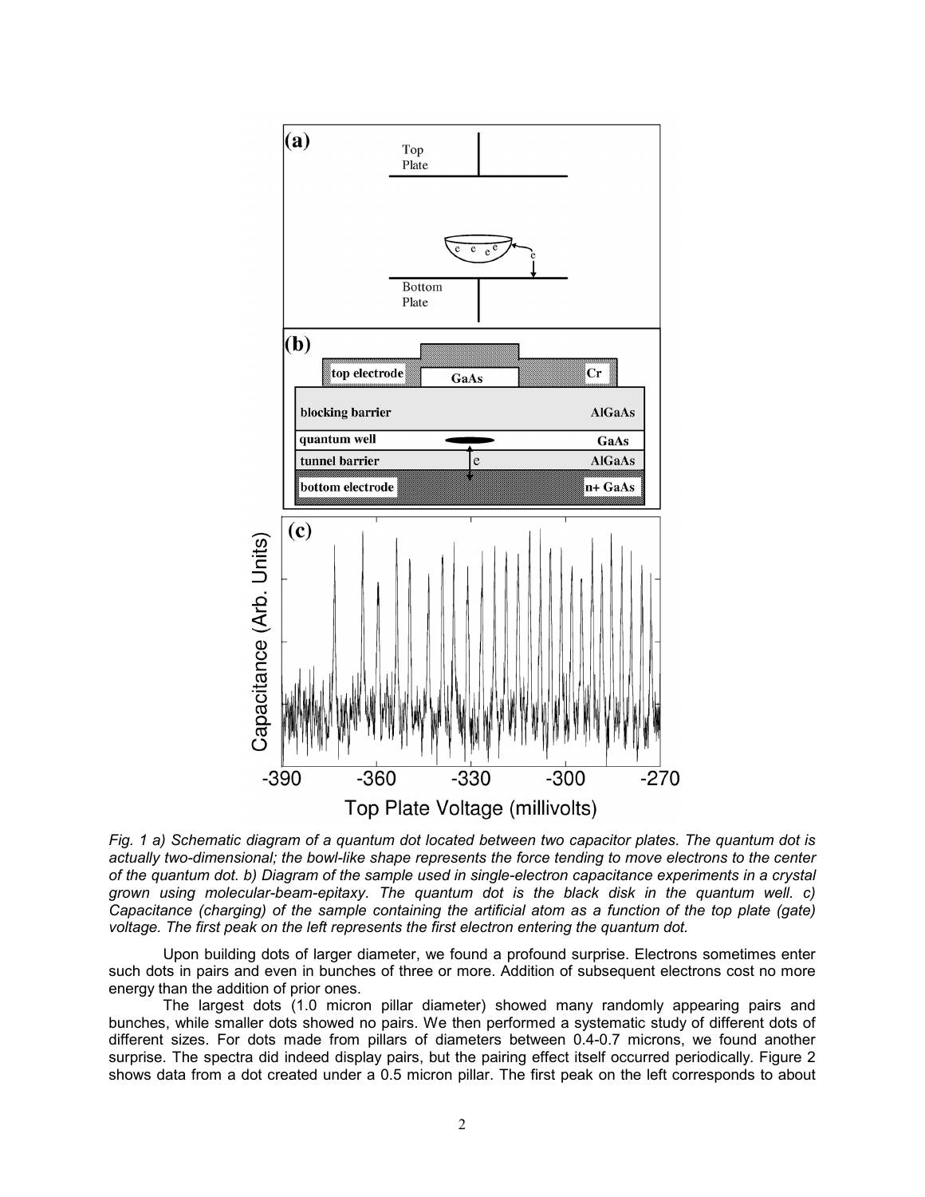*Fig. 1 a) Schematic diagram of a quantum dot located between two capacitor plates. The quantum dot is actually two-dimensional; the bowl-like shape represents the force tending to move electrons to the center of the quantum dot. b) Diagram of the sample used in single-electron capacitance experiments in a crystal grown using molecular-beam-epitaxy. The quantum dot is the black disk in the quantum well. c) Capacitance (charging) of the sample containing the artificial atom as a function of the top plate (gate) voltage. The first peak on the left represents the first electron entering the quantum dot.*

Upon building dots of larger diameter, we found a profound surprise. Electrons sometimes enter such dots in pairs and even in bunches of three or more. Addition of subsequent electrons cost no more energy than the addition of prior ones.

The largest dots (1.0 micron pillar diameter) showed many randomly appearing pairs and bunches, while smaller dots showed no pairs. We then performed a systematic study of different dots of different sizes. For dots made from pillars of diameters between 0.4-0.7 microns, we found another surprise. The spectra did indeed display pairs, but the pairing effect itself occurred periodically. Figure 2 shows data from a dot created under a 0.5 micron pillar. The first peak on the left corresponds to about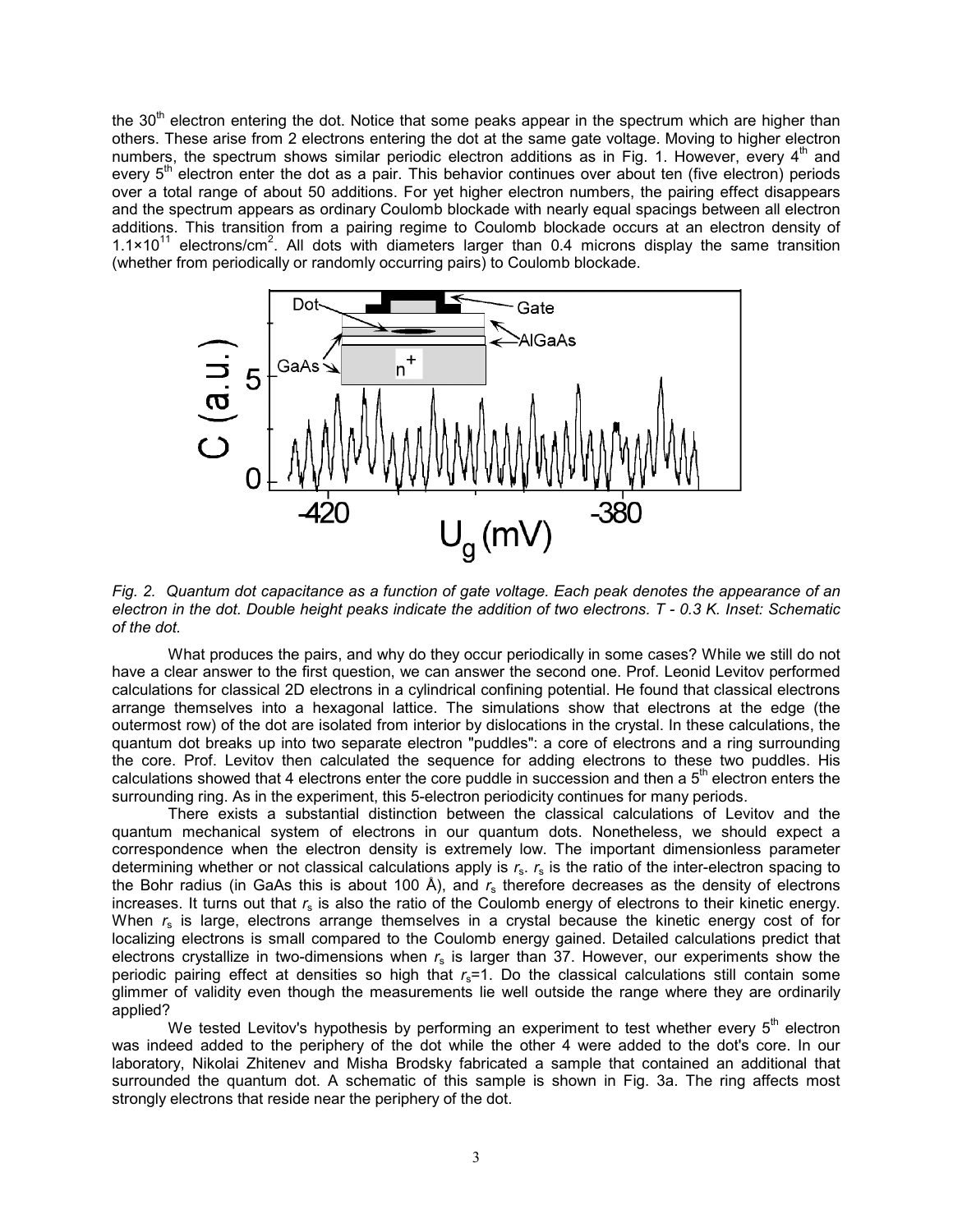the 30th electron entering the dot. Notice that some peaks appear in the spectrum which are higher than others. These arise from 2 electrons entering the dot at the same gate voltage. Moving to higher electron numbers, the spectrum shows similar periodic electron additions as in Fig. 1. However, every 4th and every 5th electron enter the dot as a pair. This behavior continues over about ten (five electron) periods over a total range of about 50 additions. For yet higher electron numbers, the pairing effect disappears and the spectrum appears as ordinary Coulomb blockade with nearly equal spacings between all electron additions. This transition from a pairing regime to Coulomb blockade occurs at an electron density of $1.1\times10^{11}$ electrons/cm$^2$. All dots with diameters larger than 0.4 microns display the same transition (whether from periodically or randomly occurring pairs) to Coulomb blockade.

*Fig. 2. Quantum dot capacitance as a function of gate voltage. Each peak denotes the appearance of an electron in the dot. Double height peaks indicate the addition of two electrons. T - 0.3 K. Inset: Schematic of the dot.*

What produces the pairs, and why do they occur periodically in some cases? While we still do not have a clear answer to the first question, we can answer the second one. Prof. Leonid Levitov performed calculations for classical 2D electrons in a cylindrical confining potential. He found that classical electrons arrange themselves into a hexagonal lattice. The simulations show that electrons at the edge (the outermost row) of the dot are isolated from interior by dislocations in the crystal. In these calculations, the quantum dot breaks up into two separate electron "puddles": a core of electrons and a ring surrounding the core. Prof. Levitov then calculated the sequence for adding electrons to these two puddles. His calculations showed that 4 electrons enter the core puddle in succession and then a 5th electron enters the surrounding ring. As in the experiment, this 5-electron periodicity continues for many periods.

There exists a substantial distinction between the classical calculations of Levitov and the quantum mechanical system of electrons in our quantum dots. Nonetheless, we should expect a correspondence when the electron density is extremely low. The important dimensionless parameter determining whether or not classical calculations apply is $r_s$. $r_s$ is the ratio of the inter-electron spacing to the Bohr radius (in GaAs this is about 100 Å), and $r_s$ therefore decreases as the density of electrons increases. It turns out that $r_s$ is also the ratio of the Coulomb energy of electrons to their kinetic energy. When $r_s$ is large, electrons arrange themselves in a crystal because the kinetic energy cost of for localizing electrons is small compared to the Coulomb energy gained. Detailed calculations predict that electrons crystallize in two-dimensions when $r_s$ is larger than 37. However, our experiments show the periodic pairing effect at densities so high that $r_s$=1. Do the classical calculations still contain some glimmer of validity even though the measurements lie well outside the range where they are ordinarily applied?

We tested Levitov's hypothesis by performing an experiment to test whether every 5th electron was indeed added to the periphery of the dot while the other 4 were added to the dot's core. In our laboratory, Nikolai Zhitenev and Misha Brodsky fabricated a sample that contained an additional that surrounded the quantum dot. A schematic of this sample is shown in Fig. 3a. The ring affects most strongly electrons that reside near the periphery of the dot.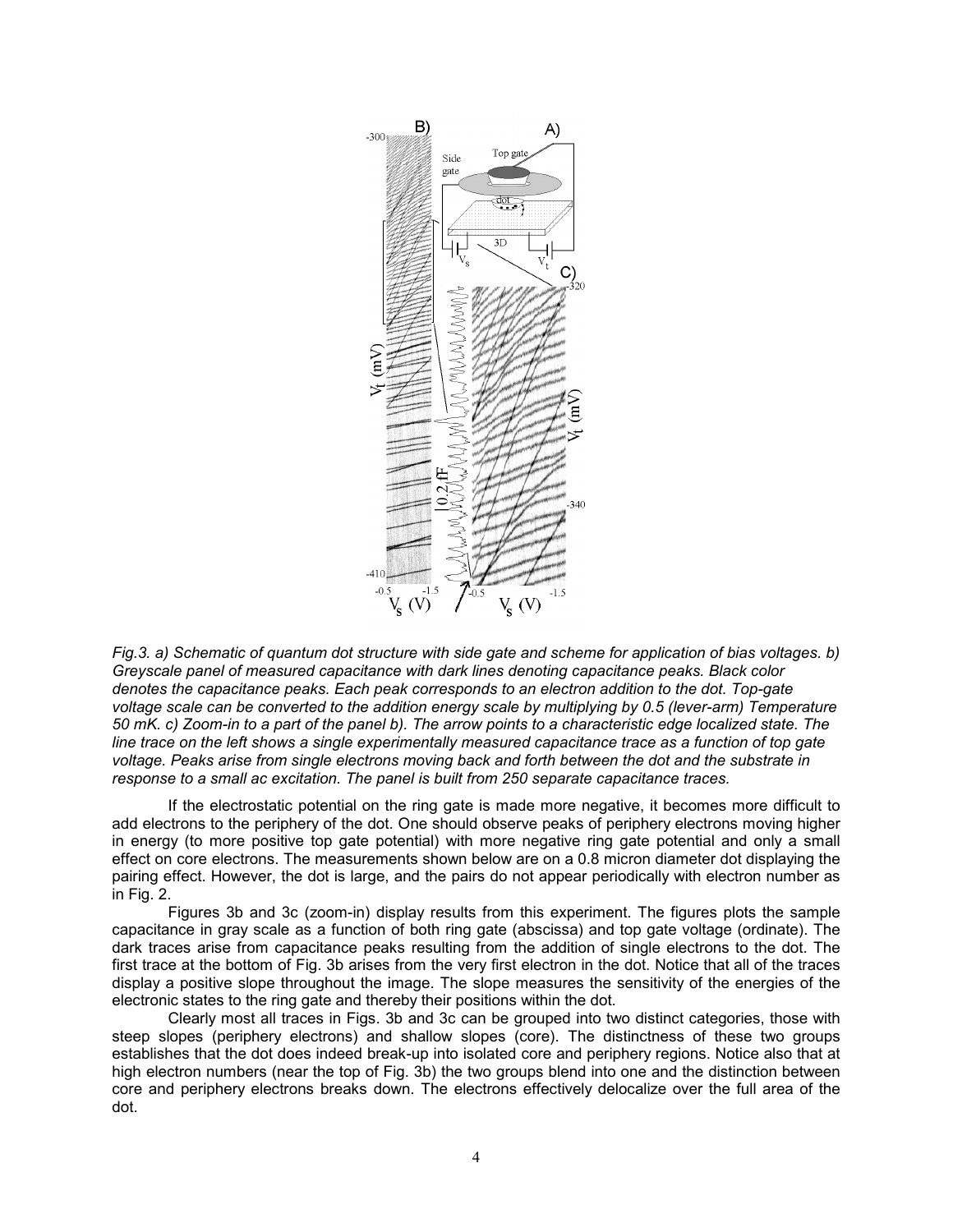*Fig.3. a) Schematic of quantum dot structure with side gate and scheme for application of bias voltages. b) Greyscale panel of measured capacitance with dark lines denoting capacitance peaks. Black color denotes the capacitance peaks. Each peak corresponds to an electron addition to the dot. Top-gate voltage scale can be converted to the addition energy scale by multiplying by 0.5 (lever-arm) Temperature 50 mK. c) Zoom-in to a part of the panel b). The arrow points to a characteristic edge localized state. The line trace on the left shows a single experimentally measured capacitance trace as a function of top gate voltage. Peaks arise from single electrons moving back and forth between the dot and the substrate in response to a small ac excitation. The panel is built from 250 separate capacitance traces.*

If the electrostatic potential on the ring gate is made more negative, it becomes more difficult to add electrons to the periphery of the dot. One should observe peaks of periphery electrons moving higher in energy (to more positive top gate potential) with more negative ring gate potential and only a small effect on core electrons. The measurements shown below are on a 0.8 micron diameter dot displaying the pairing effect. However, the dot is large, and the pairs do not appear periodically with electron number as in Fig. 2.

Figures 3b and 3c (zoom-in) display results from this experiment. The figures plots the sample capacitance in gray scale as a function of both ring gate (abscissa) and top gate voltage (ordinate). The dark traces arise from capacitance peaks resulting from the addition of single electrons to the dot. The first trace at the bottom of Fig. 3b arises from the very first electron in the dot. Notice that all of the traces display a positive slope throughout the image. The slope measures the sensitivity of the energies of the electronic states to the ring gate and thereby their positions within the dot.

Clearly most all traces in Figs. 3b and 3c can be grouped into two distinct categories, those with steep slopes (periphery electrons) and shallow slopes (core). The distinctness of these two groups establishes that the dot does indeed break-up into isolated core and periphery regions. Notice also that at high electron numbers (near the top of Fig. 3b) the two groups blend into one and the distinction between core and periphery electrons breaks down. The electrons effectively delocalize over the full area of the dot.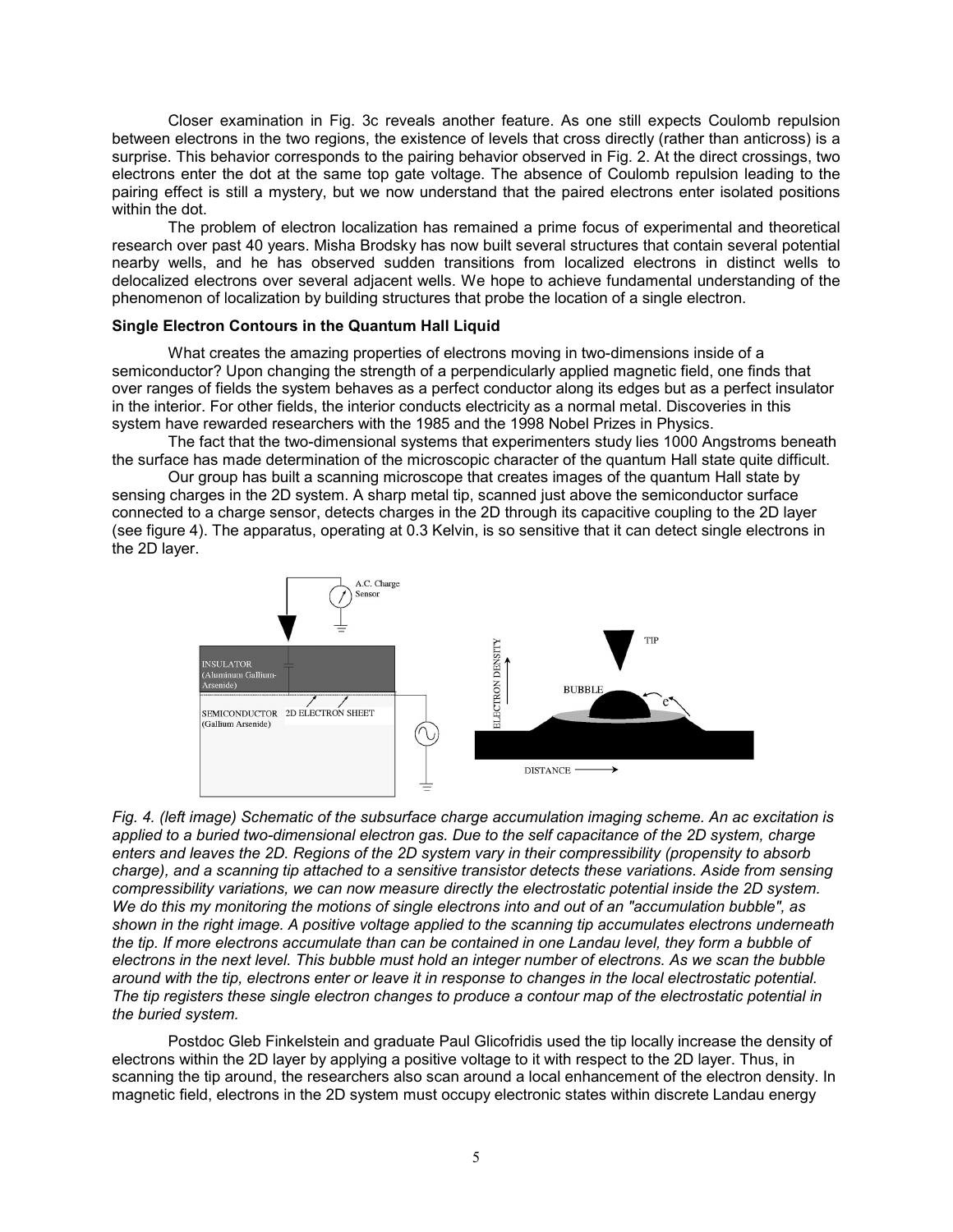Closer examination in Fig. 3c reveals another feature. As one still expects Coulomb repulsion between electrons in the two regions, the existence of levels that cross directly (rather than anticross) is a surprise. This behavior corresponds to the pairing behavior observed in Fig. 2. At the direct crossings, two electrons enter the dot at the same top gate voltage. The absence of Coulomb repulsion leading to the pairing effect is still a mystery, but we now understand that the paired electrons enter isolated positions within the dot.

The problem of electron localization has remained a prime focus of experimental and theoretical research over past 40 years. Misha Brodsky has now built several structures that contain several potential nearby wells, and he has observed sudden transitions from localized electrons in distinct wells to delocalized electrons over several adjacent wells. We hope to achieve fundamental understanding of the phenomenon of localization by building structures that probe the location of a single electron.

### Single Electron Contours in the Quantum Hall Liquid

What creates the amazing properties of electrons moving in two-dimensions inside of a semiconductor? Upon changing the strength of a perpendicularly applied magnetic field, one finds that over ranges of fields the system behaves as a perfect conductor along its edges but as a perfect insulator in the interior. For other fields, the interior conducts electricity as a normal metal. Discoveries in this system have rewarded researchers with the 1985 and the 1998 Nobel Prizes in Physics.

The fact that the two-dimensional systems that experimenters study lies 1000 Angstroms beneath the surface has made determination of the microscopic character of the quantum Hall state quite difficult.

Our group has built a scanning microscope that creates images of the quantum Hall state by sensing charges in the 2D system. A sharp metal tip, scanned just above the semiconductor surface connected to a charge sensor, detects charges in the 2D through its capacitive coupling to the 2D layer (see figure 4). The apparatus, operating at 0.3 Kelvin, is so sensitive that it can detect single electrons in the 2D layer.

A.C. Charge Sensor

INSULATOR (Aluminum Gallium-Arsenide)

SEMICONDUCTOR (Gallium Arsenide)

2D ELECTRON SHEET

TIP

BUBBLE

ELECTRON DENSITY

DISTANCE

*Fig. 4. (left image) Schematic of the subsurface charge accumulation imaging scheme. An ac excitation is applied to a buried two-dimensional electron gas. Due to the self capacitance of the 2D system, charge enters and leaves the 2D. Regions of the 2D system vary in their compressibility (propensity to absorb charge), and a scanning tip attached to a sensitive transistor detects these variations. Aside from sensing compressibility variations, we can now measure directly the electrostatic potential inside the 2D system. We do this my monitoring the motions of single electrons into and out of an "accumulation bubble", as shown in the right image. A positive voltage applied to the scanning tip accumulates electrons underneath the tip. If more electrons accumulate than can be contained in one Landau level, they form a bubble of electrons in the next level. This bubble must hold an integer number of electrons. As we scan the bubble around with the tip, electrons enter or leave it in response to changes in the local electrostatic potential. The tip registers these single electron changes to produce a contour map of the electrostatic potential in the buried system.*

Postdoc Gleb Finkelstein and graduate Paul Glicofridis used the tip locally increase the density of electrons within the 2D layer by applying a positive voltage to it with respect to the 2D layer. Thus, in scanning the tip around, the researchers also scan around a local enhancement of the electron density. In magnetic field, electrons in the 2D system must occupy electronic states within discrete Landau energy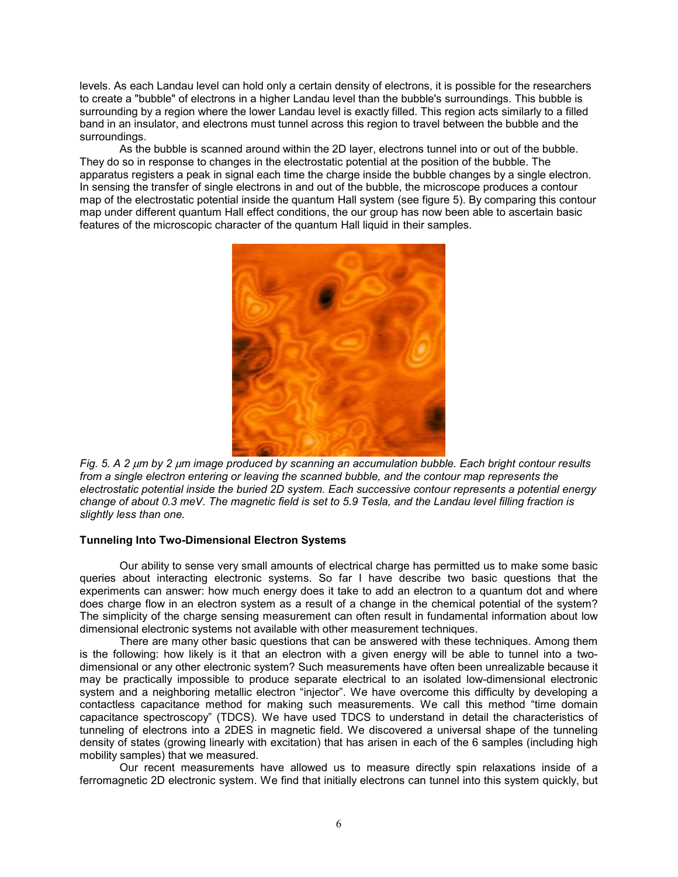levels. As each Landau level can hold only a certain density of electrons, it is possible for the researchers to create a "bubble" of electrons in a higher Landau level than the bubble's surroundings. This bubble is surrounding by a region where the lower Landau level is exactly filled. This region acts similarly to a filled band in an insulator, and electrons must tunnel across this region to travel between the bubble and the surroundings.

As the bubble is scanned around within the 2D layer, electrons tunnel into or out of the bubble. They do so in response to changes in the electrostatic potential at the position of the bubble. The apparatus registers a peak in signal each time the charge inside the bubble changes by a single electron. In sensing the transfer of single electrons in and out of the bubble, the microscope produces a contour map of the electrostatic potential inside the quantum Hall system (see figure 5). By comparing this contour map under different quantum Hall effect conditions, the our group has now been able to ascertain basic features of the microscopic character of the quantum Hall liquid in their samples.

*Fig. 5. A 2 μm by 2 μm image produced by scanning an accumulation bubble. Each bright contour results from a single electron entering or leaving the scanned bubble, and the contour map represents the electrostatic potential inside the buried 2D system. Each successive contour represents a potential energy change of about 0.3 meV. The magnetic field is set to 5.9 Tesla, and the Landau level filling fraction is slightly less than one.*

### Tunneling Into Two-Dimensional Electron Systems

Our ability to sense very small amounts of electrical charge has permitted us to make some basic queries about interacting electronic systems. So far I have describe two basic questions that the experiments can answer: how much energy does it take to add an electron to a quantum dot and where does charge flow in an electron system as a result of a change in the chemical potential of the system? The simplicity of the charge sensing measurement can often result in fundamental information about low dimensional electronic systems not available with other measurement techniques.

There are many other basic questions that can be answered with these techniques. Among them is the following: how likely is it that an electron with a given energy will be able to tunnel into a two-dimensional or any other electronic system? Such measurements have often been unrealizable because it may be practically impossible to produce separate electrical to an isolated low-dimensional electronic system and a neighboring metallic electron "injector". We have overcome this difficulty by developing a contactless capacitance method for making such measurements. We call this method "time domain capacitance spectroscopy" (TDCS). We have used TDCS to understand in detail the characteristics of tunneling of electrons into a 2DES in magnetic field. We discovered a universal shape of the tunneling density of states (growing linearly with excitation) that has arisen in each of the 6 samples (including high mobility samples) that we measured.

Our recent measurements have allowed us to measure directly spin relaxations inside of a ferromagnetic 2D electronic system. We find that initially electrons can tunnel into this system quickly, but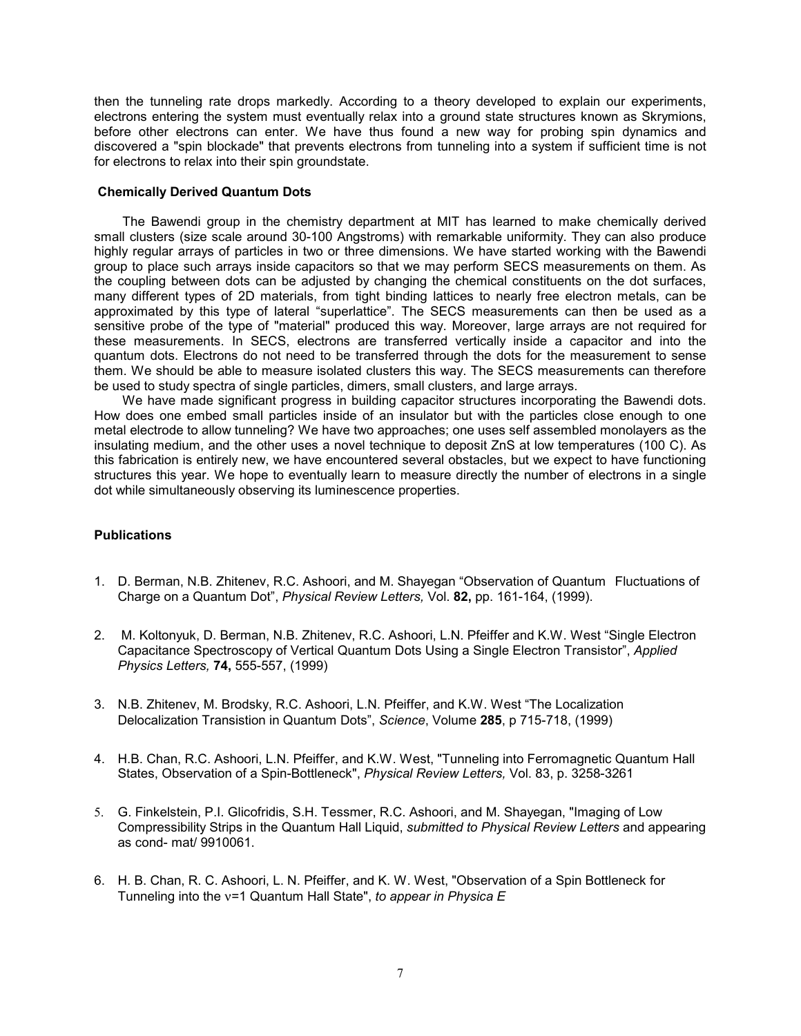then the tunneling rate drops markedly. According to a theory developed to explain our experiments, electrons entering the system must eventually relax into a ground state structures known as Skrymions, before other electrons can enter. We have thus found a new way for probing spin dynamics and discovered a "spin blockade" that prevents electrons from tunneling into a system if sufficient time is not for electrons to relax into their spin groundstate.

### Chemically Derived Quantum Dots

The Bawendi group in the chemistry department at MIT has learned to make chemically derived small clusters (size scale around 30-100 Angstroms) with remarkable uniformity. They can also produce highly regular arrays of particles in two or three dimensions. We have started working with the Bawendi group to place such arrays inside capacitors so that we may perform SECS measurements on them. As the coupling between dots can be adjusted by changing the chemical constituents on the dot surfaces, many different types of 2D materials, from tight binding lattices to nearly free electron metals, can be approximated by this type of lateral "superlattice". The SECS measurements can then be used as a sensitive probe of the type of "material" produced this way. Moreover, large arrays are not required for these measurements. In SECS, electrons are transferred vertically inside a capacitor and into the quantum dots. Electrons do not need to be transferred through the dots for the measurement to sense them. We should be able to measure isolated clusters this way. The SECS measurements can therefore be used to study spectra of single particles, dimers, small clusters, and large arrays.

We have made significant progress in building capacitor structures incorporating the Bawendi dots. How does one embed small particles inside of an insulator but with the particles close enough to one metal electrode to allow tunneling? We have two approaches; one uses self assembled monolayers as the insulating medium, and the other uses a novel technique to deposit ZnS at low temperatures (100 C). As this fabrication is entirely new, we have encountered several obstacles, but we expect to have functioning structures this year. We hope to eventually learn to measure directly the number of electrons in a single dot while simultaneously observing its luminescence properties.

### Publications

1. D. Berman, N.B. Zhitenev, R.C. Ashoori, and M. Shayegan "Observation of Quantum Fluctuations of Charge on a Quantum Dot", *Physical Review Letters,* Vol. **82,** pp. 161-164, (1999).

2. M. Koltonyuk, D. Berman, N.B. Zhitenev, R.C. Ashoori, L.N. Pfeiffer and K.W. West "Single Electron Capacitance Spectroscopy of Vertical Quantum Dots Using a Single Electron Transistor", *Applied Physics Letters,* **74,** 555-557, (1999)

3. N.B. Zhitenev, M. Brodsky, R.C. Ashoori, L.N. Pfeiffer, and K.W. West "The Localization Delocalization Transistion in Quantum Dots", *Science*, Volume **285**, p 715-718, (1999)

4. H.B. Chan, R.C. Ashoori, L.N. Pfeiffer, and K.W. West, "Tunneling into Ferromagnetic Quantum Hall States, Observation of a Spin-Bottleneck", *Physical Review Letters,* Vol. 83, p. 3258-3261

5. G. Finkelstein, P.I. Glicofridis, S.H. Tessmer, R.C. Ashoori, and M. Shayegan, "Imaging of Low Compressibility Strips in the Quantum Hall Liquid, *submitted to Physical Review Letters* and appearing as cond- mat/ 9910061.

6. H. B. Chan, R. C. Ashoori, L. N. Pfeiffer, and K. W. West, "Observation of a Spin Bottleneck for Tunneling into the $\nu$=1 Quantum Hall State", *to appear in Physica E*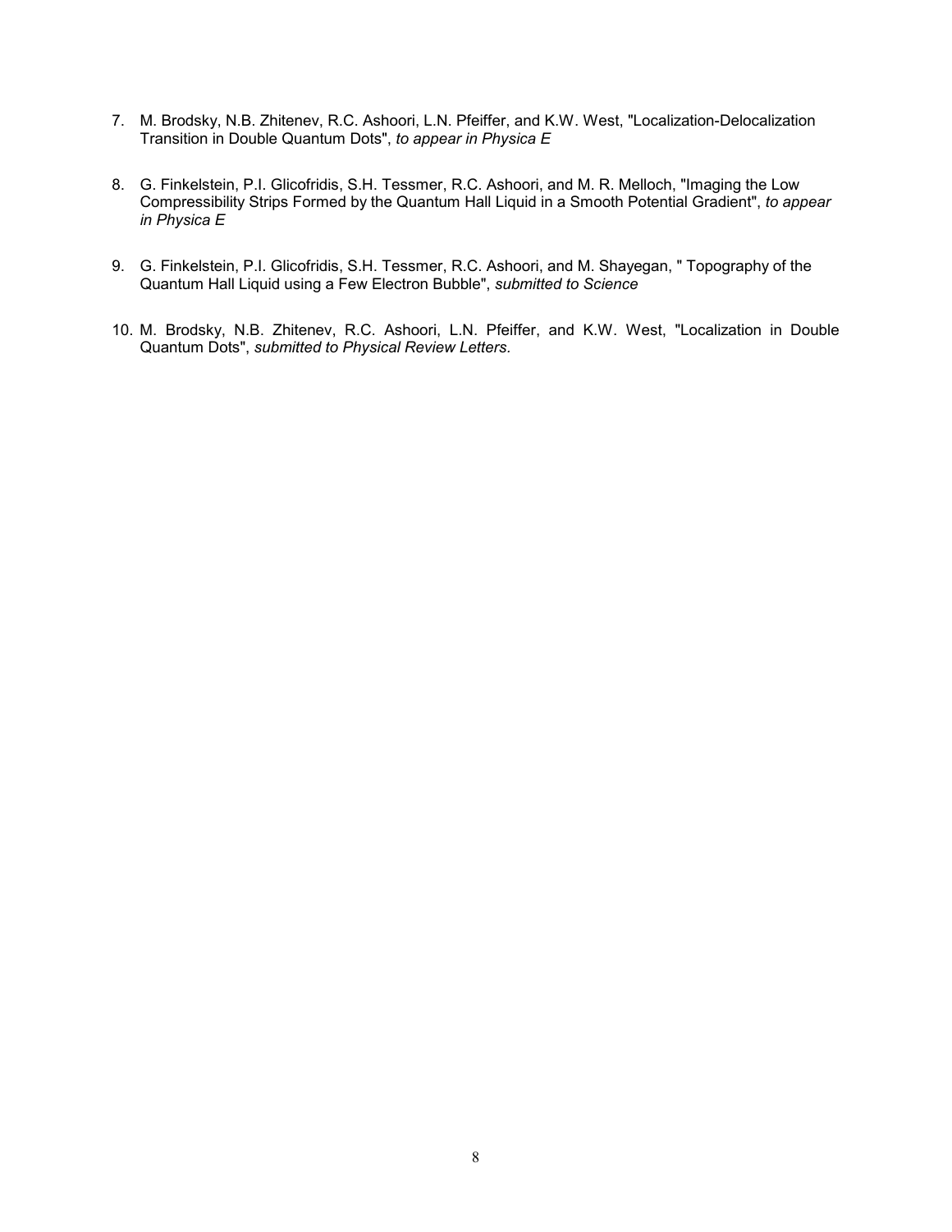7. M. Brodsky, N.B. Zhitenev, R.C. Ashoori, L.N. Pfeiffer, and K.W. West, "Localization-Delocalization Transition in Double Quantum Dots", *to appear in Physica E*

8. G. Finkelstein, P.I. Glicofridis, S.H. Tessmer, R.C. Ashoori, and M. R. Melloch, "Imaging the Low Compressibility Strips Formed by the Quantum Hall Liquid in a Smooth Potential Gradient", *to appear in Physica E*

9. G. Finkelstein, P.I. Glicofridis, S.H. Tessmer, R.C. Ashoori, and M. Shayegan, " Topography of the Quantum Hall Liquid using a Few Electron Bubble", *submitted to Science*

10. M. Brodsky, N.B. Zhitenev, R.C. Ashoori, L.N. Pfeiffer, and K.W. West, "Localization in Double Quantum Dots", *submitted to Physical Review Letters*.